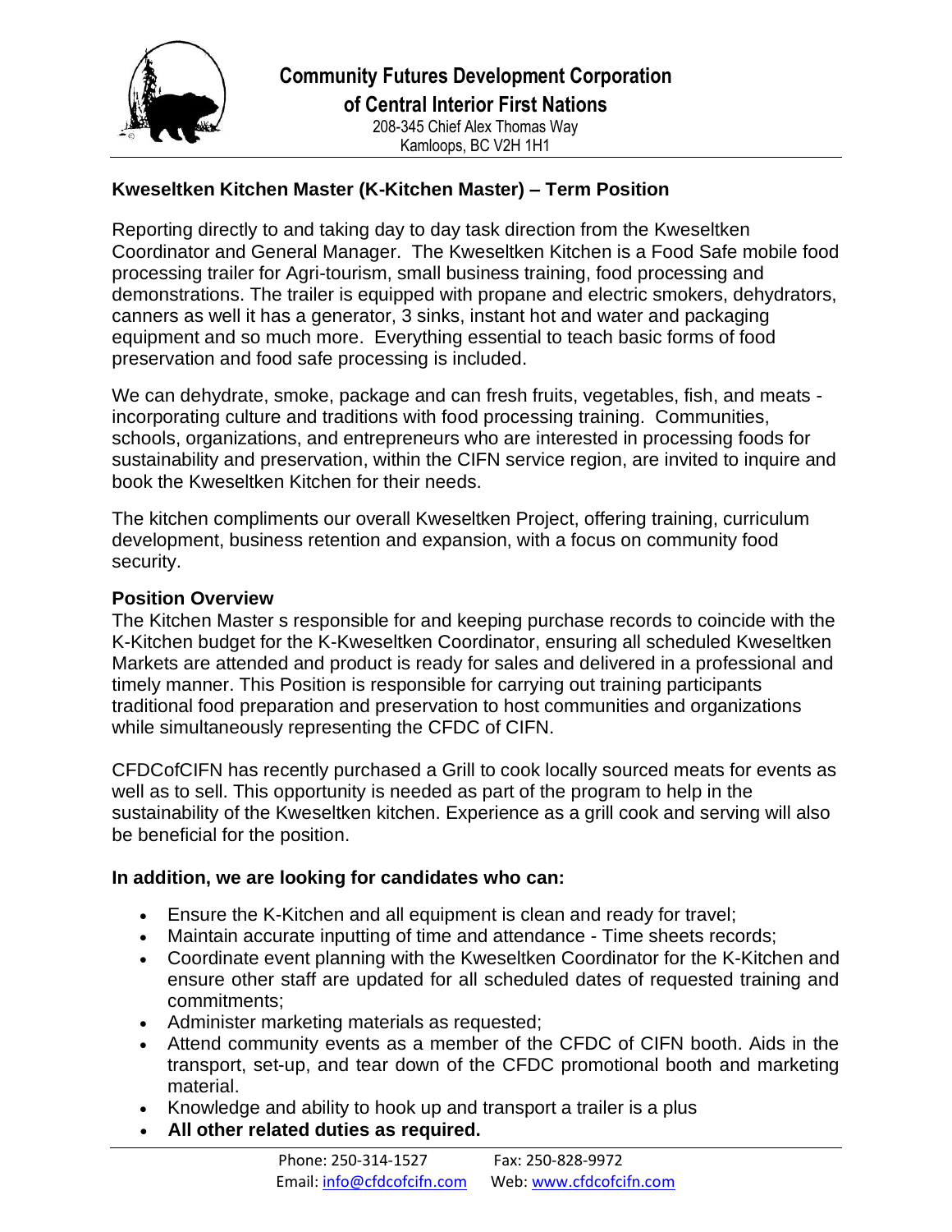**Community Futures Development Corporation of Central Interior First Nations**

208-345 Chief Alex Thomas Way
Kamloops, BC V2H 1H1

## Kweseltken Kitchen Master (K-Kitchen Master) – Term Position

Reporting directly to and taking day to day task direction from the Kweseltken Coordinator and General Manager. The Kweseltken Kitchen is a Food Safe mobile food processing trailer for Agri-tourism, small business training, food processing and demonstrations. The trailer is equipped with propane and electric smokers, dehydrators, canners as well it has a generator, 3 sinks, instant hot and water and packaging equipment and so much more. Everything essential to teach basic forms of food preservation and food safe processing is included.

We can dehydrate, smoke, package and can fresh fruits, vegetables, fish, and meats - incorporating culture and traditions with food processing training. Communities, schools, organizations, and entrepreneurs who are interested in processing foods for sustainability and preservation, within the CIFN service region, are invited to inquire and book the Kweseltken Kitchen for their needs.

The kitchen compliments our overall Kweseltken Project, offering training, curriculum development, business retention and expansion, with a focus on community food security.

### Position Overview

The Kitchen Master s responsible for and keeping purchase records to coincide with the K-Kitchen budget for the K-Kweseltken Coordinator, ensuring all scheduled Kweseltken Markets are attended and product is ready for sales and delivered in a professional and timely manner. This Position is responsible for carrying out training participants traditional food preparation and preservation to host communities and organizations while simultaneously representing the CFDC of CIFN.

CFDCofCIFN has recently purchased a Grill to cook locally sourced meats for events as well as to sell. This opportunity is needed as part of the program to help in the sustainability of the Kweseltken kitchen. Experience as a grill cook and serving will also be beneficial for the position.

**In addition, we are looking for candidates who can:**

- Ensure the K-Kitchen and all equipment is clean and ready for travel;
- Maintain accurate inputting of time and attendance - Time sheets records;
- Coordinate event planning with the Kweseltken Coordinator for the K-Kitchen and ensure other staff are updated for all scheduled dates of requested training and commitments;
- Administer marketing materials as requested;
- Attend community events as a member of the CFDC of CIFN booth. Aids in the transport, set-up, and tear down of the CFDC promotional booth and marketing material.
- Knowledge and ability to hook up and transport a trailer is a plus
- **All other related duties as required.**

Phone: 250-314-1527 Fax: 250-828-9972
Email: info@cfdcofcifn.com Web: www.cfdcofcifn.com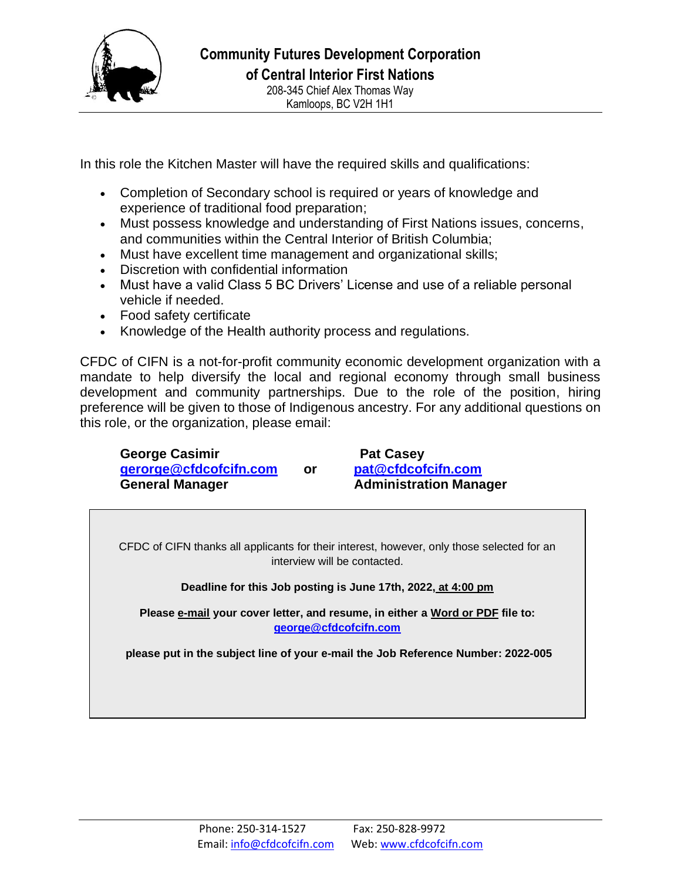**Community Futures Development Corporation of Central Interior First Nations**
208-345 Chief Alex Thomas Way
Kamloops, BC V2H 1H1

In this role the Kitchen Master will have the required skills and qualifications:

- Completion of Secondary school is required or years of knowledge and experience of traditional food preparation;
- Must possess knowledge and understanding of First Nations issues, concerns, and communities within the Central Interior of British Columbia;
- Must have excellent time management and organizational skills;
- Discretion with confidential information
- Must have a valid Class 5 BC Drivers' License and use of a reliable personal vehicle if needed.
- Food safety certificate
- Knowledge of the Health authority process and regulations.

CFDC of CIFN is a not-for-profit community economic development organization with a mandate to help diversify the local and regional economy through small business development and community partnerships. Due to the role of the position, hiring preference will be given to those of Indigenous ancestry. For any additional questions on this role, or the organization, please email:

| | | |
|---|---|---|
| **George Casimir** | | **Pat Casey** |
| **gerorge@cfdcofcifn.com** | **or** | **pat@cfdcofcifn.com** |
| **General Manager** | | **Administration Manager** |

CFDC of CIFN thanks all applicants for their interest, however, only those selected for an interview will be contacted.

**Deadline for this Job posting is June 17th, 2022, at 4:00 pm**

**Please e-mail your cover letter, and resume, in either a Word or PDF file to: george@cfdcofcifn.com**

**please put in the subject line of your e-mail the Job Reference Number: 2022-005**

Phone: 250-314-1527 Fax: 250-828-9972
Email: info@cfdcofcifn.com Web: www.cfdcofcifn.com